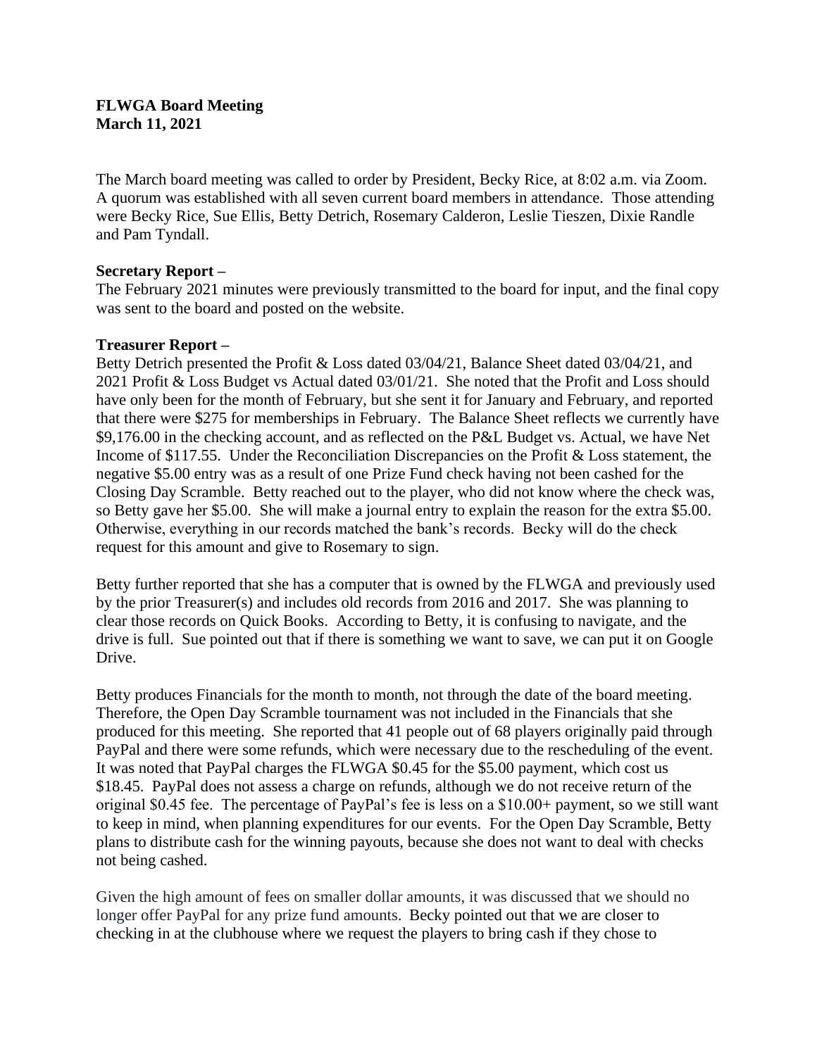**FLWGA Board Meeting**
**March 11, 2021**

The March board meeting was called to order by President, Becky Rice, at 8:02 a.m. via Zoom. A quorum was established with all seven current board members in attendance. Those attending were Becky Rice, Sue Ellis, Betty Detrich, Rosemary Calderon, Leslie Tieszen, Dixie Randle and Pam Tyndall.

**Secretary Report –**
The February 2021 minutes were previously transmitted to the board for input, and the final copy was sent to the board and posted on the website.

**Treasurer Report –**
Betty Detrich presented the Profit & Loss dated 03/04/21, Balance Sheet dated 03/04/21, and 2021 Profit & Loss Budget vs Actual dated 03/01/21. She noted that the Profit and Loss should have only been for the month of February, but she sent it for January and February, and reported that there were $275 for memberships in February. The Balance Sheet reflects we currently have $9,176.00 in the checking account, and as reflected on the P&L Budget vs. Actual, we have Net Income of $117.55. Under the Reconciliation Discrepancies on the Profit & Loss statement, the negative $5.00 entry was as a result of one Prize Fund check having not been cashed for the Closing Day Scramble. Betty reached out to the player, who did not know where the check was, so Betty gave her $5.00. She will make a journal entry to explain the reason for the extra $5.00. Otherwise, everything in our records matched the bank's records. Becky will do the check request for this amount and give to Rosemary to sign.

Betty further reported that she has a computer that is owned by the FLWGA and previously used by the prior Treasurer(s) and includes old records from 2016 and 2017. She was planning to clear those records on Quick Books. According to Betty, it is confusing to navigate, and the drive is full. Sue pointed out that if there is something we want to save, we can put it on Google Drive.

Betty produces Financials for the month to month, not through the date of the board meeting. Therefore, the Open Day Scramble tournament was not included in the Financials that she produced for this meeting. She reported that 41 people out of 68 players originally paid through PayPal and there were some refunds, which were necessary due to the rescheduling of the event. It was noted that PayPal charges the FLWGA $0.45 for the $5.00 payment, which cost us $18.45. PayPal does not assess a charge on refunds, although we do not receive return of the original $0.45 fee. The percentage of PayPal's fee is less on a $10.00+ payment, so we still want to keep in mind, when planning expenditures for our events. For the Open Day Scramble, Betty plans to distribute cash for the winning payouts, because she does not want to deal with checks not being cashed.

Given the high amount of fees on smaller dollar amounts, it was discussed that we should no longer offer PayPal for any prize fund amounts. Becky pointed out that we are closer to checking in at the clubhouse where we request the players to bring cash if they chose to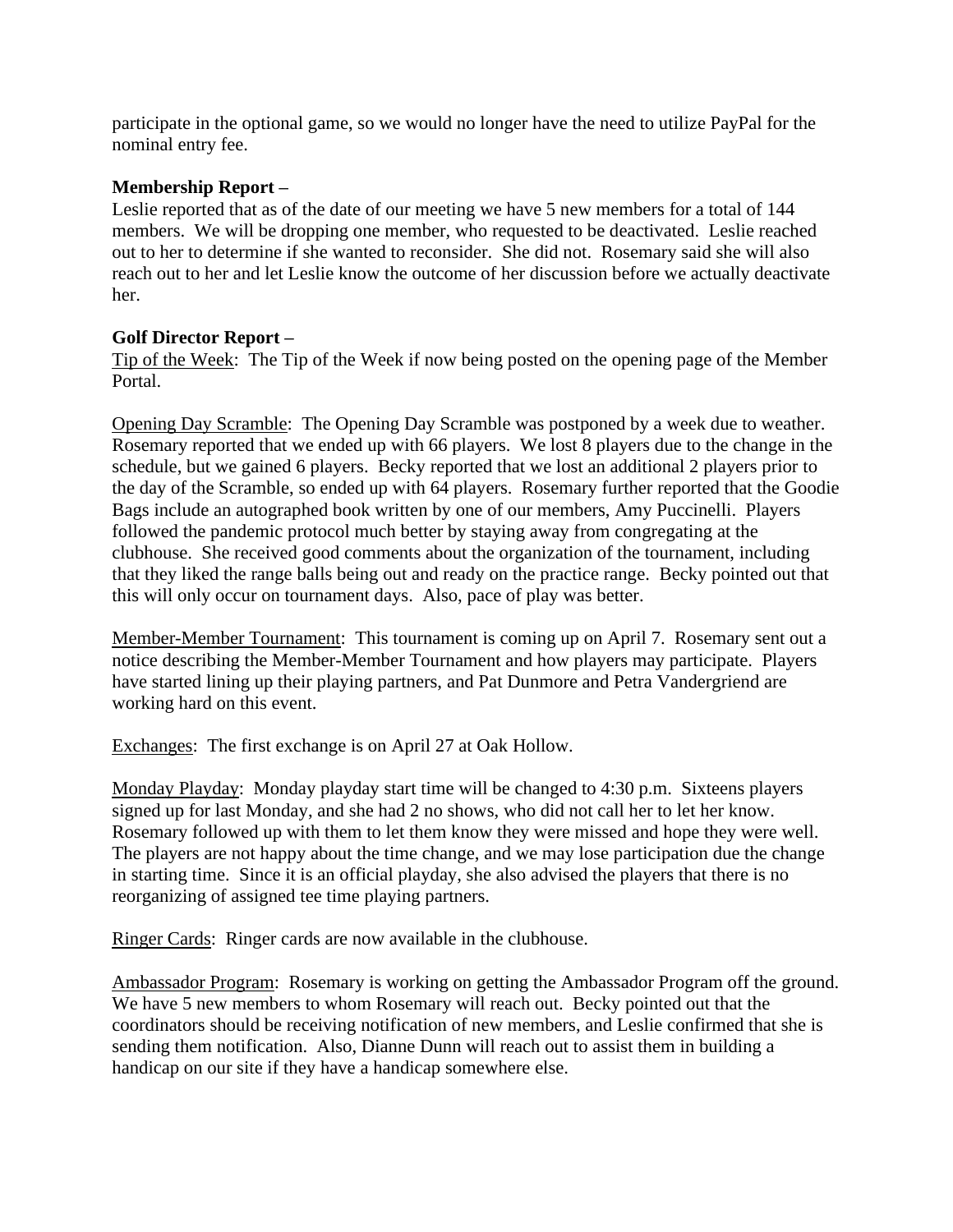participate in the optional game, so we would no longer have the need to utilize PayPal for the nominal entry fee.

**Membership Report –**
Leslie reported that as of the date of our meeting we have 5 new members for a total of 144 members. We will be dropping one member, who requested to be deactivated. Leslie reached out to her to determine if she wanted to reconsider. She did not. Rosemary said she will also reach out to her and let Leslie know the outcome of her discussion before we actually deactivate her.

**Golf Director Report –**
Tip of the Week: The Tip of the Week if now being posted on the opening page of the Member Portal.

Opening Day Scramble: The Opening Day Scramble was postponed by a week due to weather. Rosemary reported that we ended up with 66 players. We lost 8 players due to the change in the schedule, but we gained 6 players. Becky reported that we lost an additional 2 players prior to the day of the Scramble, so ended up with 64 players. Rosemary further reported that the Goodie Bags include an autographed book written by one of our members, Amy Puccinelli. Players followed the pandemic protocol much better by staying away from congregating at the clubhouse. She received good comments about the organization of the tournament, including that they liked the range balls being out and ready on the practice range. Becky pointed out that this will only occur on tournament days. Also, pace of play was better.

Member-Member Tournament: This tournament is coming up on April 7. Rosemary sent out a notice describing the Member-Member Tournament and how players may participate. Players have started lining up their playing partners, and Pat Dunmore and Petra Vandergriend are working hard on this event.

Exchanges: The first exchange is on April 27 at Oak Hollow.

Monday Playday: Monday playday start time will be changed to 4:30 p.m. Sixteens players signed up for last Monday, and she had 2 no shows, who did not call her to let her know. Rosemary followed up with them to let them know they were missed and hope they were well. The players are not happy about the time change, and we may lose participation due the change in starting time. Since it is an official playday, she also advised the players that there is no reorganizing of assigned tee time playing partners.

Ringer Cards: Ringer cards are now available in the clubhouse.

Ambassador Program: Rosemary is working on getting the Ambassador Program off the ground. We have 5 new members to whom Rosemary will reach out. Becky pointed out that the coordinators should be receiving notification of new members, and Leslie confirmed that she is sending them notification. Also, Dianne Dunn will reach out to assist them in building a handicap on our site if they have a handicap somewhere else.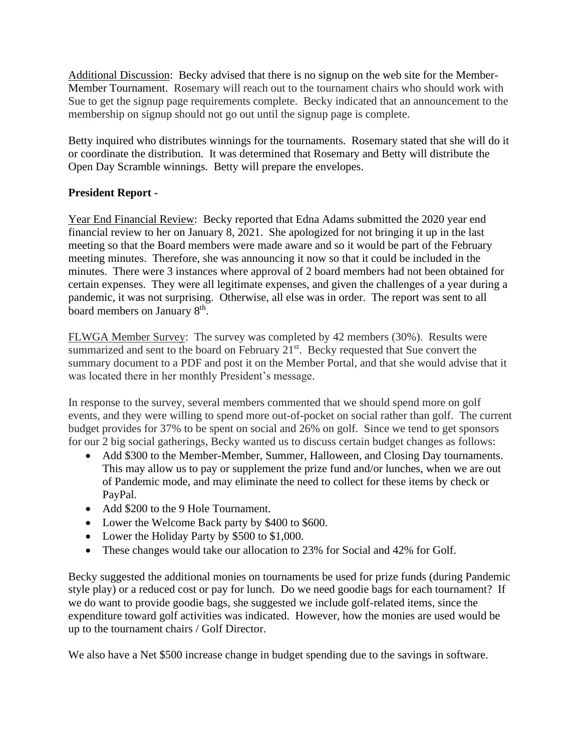Additional Discussion: Becky advised that there is no signup on the web site for the Member-Member Tournament. Rosemary will reach out to the tournament chairs who should work with Sue to get the signup page requirements complete. Becky indicated that an announcement to the membership on signup should not go out until the signup page is complete.

Betty inquired who distributes winnings for the tournaments. Rosemary stated that she will do it or coordinate the distribution. It was determined that Rosemary and Betty will distribute the Open Day Scramble winnings. Betty will prepare the envelopes.

**President Report -**

Year End Financial Review: Becky reported that Edna Adams submitted the 2020 year end financial review to her on January 8, 2021. She apologized for not bringing it up in the last meeting so that the Board members were made aware and so it would be part of the February meeting minutes. Therefore, she was announcing it now so that it could be included in the minutes. There were 3 instances where approval of 2 board members had not been obtained for certain expenses. They were all legitimate expenses, and given the challenges of a year during a pandemic, it was not surprising. Otherwise, all else was in order. The report was sent to all board members on January 8th.

FLWGA Member Survey: The survey was completed by 42 members (30%). Results were summarized and sent to the board on February 21st. Becky requested that Sue convert the summary document to a PDF and post it on the Member Portal, and that she would advise that it was located there in her monthly President's message.

In response to the survey, several members commented that we should spend more on golf events, and they were willing to spend more out-of-pocket on social rather than golf. The current budget provides for 37% to be spent on social and 26% on golf. Since we tend to get sponsors for our 2 big social gatherings, Becky wanted us to discuss certain budget changes as follows:

- Add $300 to the Member-Member, Summer, Halloween, and Closing Day tournaments. This may allow us to pay or supplement the prize fund and/or lunches, when we are out of Pandemic mode, and may eliminate the need to collect for these items by check or PayPal.
- Add $200 to the 9 Hole Tournament.
- Lower the Welcome Back party by $400 to $600.
- Lower the Holiday Party by $500 to $1,000.
- These changes would take our allocation to 23% for Social and 42% for Golf.

Becky suggested the additional monies on tournaments be used for prize funds (during Pandemic style play) or a reduced cost or pay for lunch. Do we need goodie bags for each tournament? If we do want to provide goodie bags, she suggested we include golf-related items, since the expenditure toward golf activities was indicated. However, how the monies are used would be up to the tournament chairs / Golf Director.

We also have a Net $500 increase change in budget spending due to the savings in software.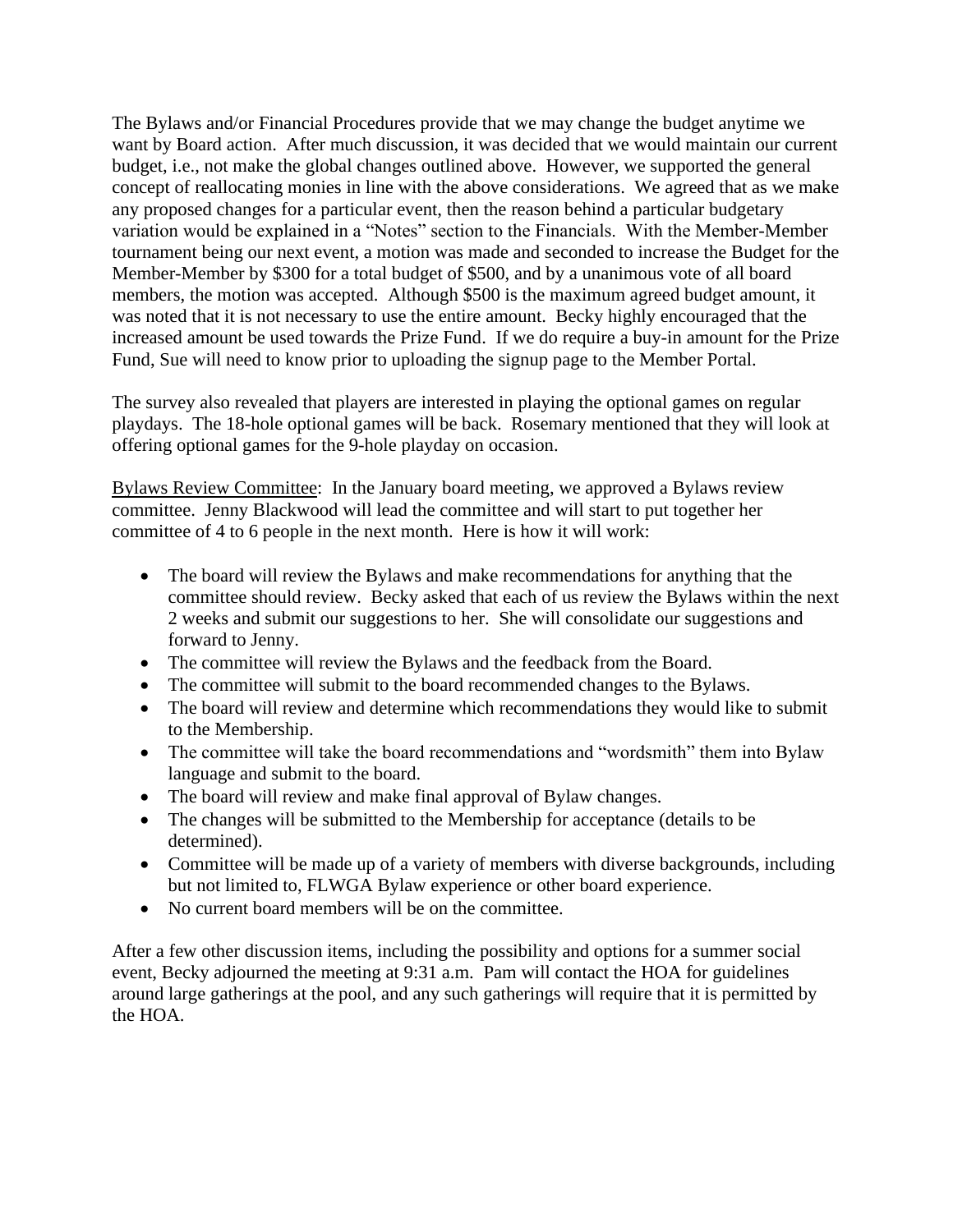The Bylaws and/or Financial Procedures provide that we may change the budget anytime we want by Board action. After much discussion, it was decided that we would maintain our current budget, i.e., not make the global changes outlined above. However, we supported the general concept of reallocating monies in line with the above considerations. We agreed that as we make any proposed changes for a particular event, then the reason behind a particular budgetary variation would be explained in a "Notes" section to the Financials. With the Member-Member tournament being our next event, a motion was made and seconded to increase the Budget for the Member-Member by $300 for a total budget of $500, and by a unanimous vote of all board members, the motion was accepted. Although $500 is the maximum agreed budget amount, it was noted that it is not necessary to use the entire amount. Becky highly encouraged that the increased amount be used towards the Prize Fund. If we do require a buy-in amount for the Prize Fund, Sue will need to know prior to uploading the signup page to the Member Portal.

The survey also revealed that players are interested in playing the optional games on regular playdays. The 18-hole optional games will be back. Rosemary mentioned that they will look at offering optional games for the 9-hole playday on occasion.

<u>Bylaws Review Committee</u>: In the January board meeting, we approved a Bylaws review committee. Jenny Blackwood will lead the committee and will start to put together her committee of 4 to 6 people in the next month. Here is how it will work:

- The board will review the Bylaws and make recommendations for anything that the committee should review. Becky asked that each of us review the Bylaws within the next 2 weeks and submit our suggestions to her. She will consolidate our suggestions and forward to Jenny.
- The committee will review the Bylaws and the feedback from the Board.
- The committee will submit to the board recommended changes to the Bylaws.
- The board will review and determine which recommendations they would like to submit to the Membership.
- The committee will take the board recommendations and "wordsmith" them into Bylaw language and submit to the board.
- The board will review and make final approval of Bylaw changes.
- The changes will be submitted to the Membership for acceptance (details to be determined).
- Committee will be made up of a variety of members with diverse backgrounds, including but not limited to, FLWGA Bylaw experience or other board experience.
- No current board members will be on the committee.

After a few other discussion items, including the possibility and options for a summer social event, Becky adjourned the meeting at 9:31 a.m. Pam will contact the HOA for guidelines around large gatherings at the pool, and any such gatherings will require that it is permitted by the HOA.